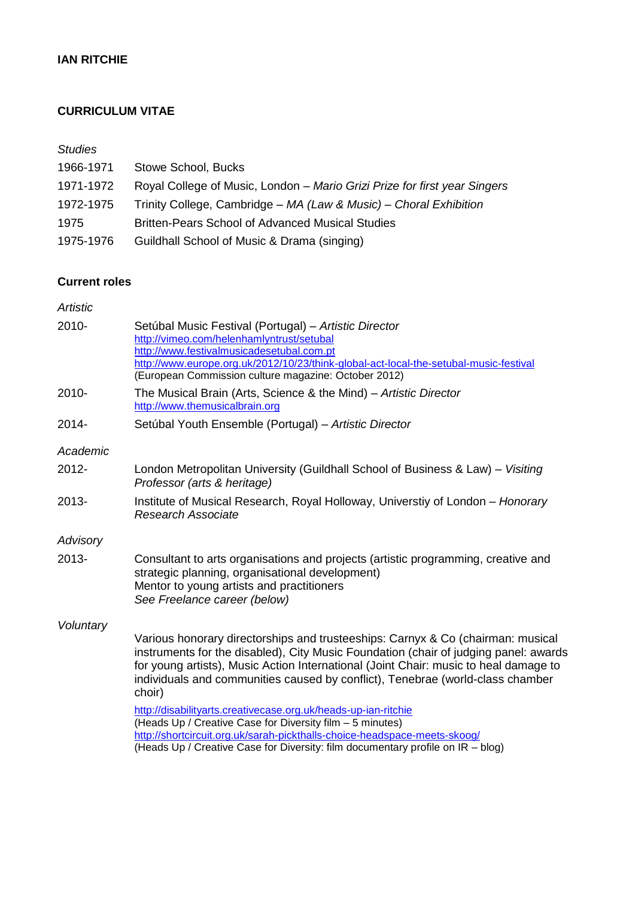# IAN RITCHIE

## CURRICULUM VITAE

*Studies*

| | |
|---|---|
| 1966-1971 | Stowe School, Bucks |
| 1971-1972 | Royal College of Music, London – *Mario Grizi Prize for first year Singers* |
| 1972-1975 | Trinity College, Cambridge – *MA (Law & Music) – Choral Exhibition* |
| 1975 | Britten-Pears School of Advanced Musical Studies |
| 1975-1976 | Guildhall School of Music & Drama (singing) |

## Current roles

*Artistic*

| | |
|---|---|
| 2010- | Setúbal Music Festival (Portugal) – *Artistic Director*<br>http://vimeo.com/helenhamlyntrust/setubal<br>http://www.festivalmusicadesetubal.com.pt<br>http://www.europe.org.uk/2012/10/23/think-global-act-local-the-setubal-music-festival<br>(European Commission culture magazine: October 2012) |
| 2010- | The Musical Brain (Arts, Science & the Mind) – *Artistic Director*<br>http://www.themusicalbrain.org |
| 2014- | Setúbal Youth Ensemble (Portugal) – *Artistic Director* |

*Academic*

| | |
|---|---|
| 2012- | London Metropolitan University (Guildhall School of Business & Law) – *Visiting Professor (arts & heritage)* |
| 2013- | Institute of Musical Research, Royal Holloway, Universtiy of London – *Honorary Research Associate* |

*Advisory*

| | |
|---|---|
| 2013- | Consultant to arts organisations and projects (artistic programming, creative and strategic planning, organisational development)<br>Mentor to young artists and practitioners<br>*See Freelance career (below)* |

*Voluntary*

Various honorary directorships and trusteeships: Carnyx & Co (chairman: musical instruments for the disabled), City Music Foundation (chair of judging panel: awards for young artists), Music Action International (Joint Chair: music to heal damage to individuals and communities caused by conflict), Tenebrae (world-class chamber choir)

http://disabilityarts.creativecase.org.uk/heads-up-ian-ritchie
(Heads Up / Creative Case for Diversity film – 5 minutes)
http://shortcircuit.org.uk/sarah-pickthalls-choice-headspace-meets-skoog/
(Heads Up / Creative Case for Diversity: film documentary profile on IR – blog)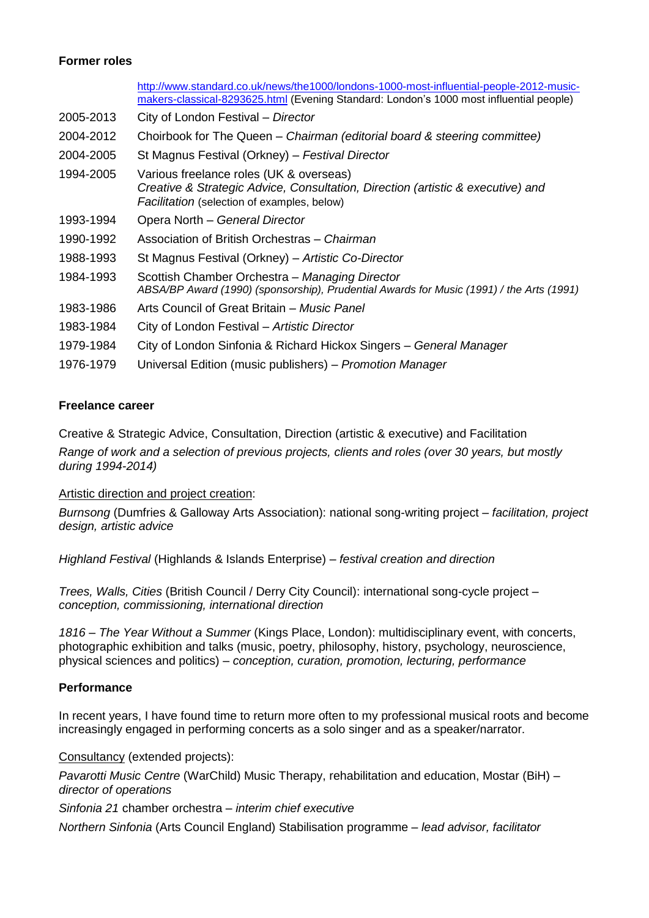**Former roles**

| | |
|---|---|
| | [http://www.standard.co.uk/news/the1000/londons-1000-most-influential-people-2012-music-makers-classical-8293625.html](http://www.standard.co.uk/news/the1000/londons-1000-most-influential-people-2012-music-makers-classical-8293625.html) (Evening Standard: London's 1000 most influential people) |
| 2005-2013 | City of London Festival – *Director* |
| 2004-2012 | Choirbook for The Queen – *Chairman (editorial board & steering committee)* |
| 2004-2005 | St Magnus Festival (Orkney) – *Festival Director* |
| 1994-2005 | Various freelance roles (UK & overseas) *Creative & Strategic Advice, Consultation, Direction (artistic & executive) and Facilitation* (selection of examples, below) |
| 1993-1994 | Opera North – *General Director* |
| 1990-1992 | Association of British Orchestras – *Chairman* |
| 1988-1993 | St Magnus Festival (Orkney) – *Artistic Co-Director* |
| 1984-1993 | Scottish Chamber Orchestra – *Managing Director* *ABSA/BP Award (1990) (sponsorship), Prudential Awards for Music (1991) / the Arts (1991)* |
| 1983-1986 | Arts Council of Great Britain – *Music Panel* |
| 1983-1984 | City of London Festival – *Artistic Director* |
| 1979-1984 | City of London Sinfonia & Richard Hickox Singers – *General Manager* |
| 1976-1979 | Universal Edition (music publishers) – *Promotion Manager* |

**Freelance career**

Creative & Strategic Advice, Consultation, Direction (artistic & executive) and Facilitation

*Range of work and a selection of previous projects, clients and roles (over 30 years, but mostly during 1994-2014)*

Artistic direction and project creation:

*Burnsong* (Dumfries & Galloway Arts Association): national song-writing project – *facilitation, project design, artistic advice*

*Highland Festival* (Highlands & Islands Enterprise) – *festival creation and direction*

*Trees, Walls, Cities* (British Council / Derry City Council): international song-cycle project – *conception, commissioning, international direction*

*1816 – The Year Without a Summer* (Kings Place, London): multidisciplinary event, with concerts, photographic exhibition and talks (music, poetry, philosophy, history, psychology, neuroscience, physical sciences and politics) – *conception, curation, promotion, lecturing, performance*

**Performance**

In recent years, I have found time to return more often to my professional musical roots and become increasingly engaged in performing concerts as a solo singer and as a speaker/narrator.

Consultancy (extended projects):

*Pavarotti Music Centre* (WarChild) Music Therapy, rehabilitation and education, Mostar (BiH) – *director of operations*

*Sinfonia 21* chamber orchestra – *interim chief executive*

*Northern Sinfonia* (Arts Council England) Stabilisation programme – *lead advisor, facilitator*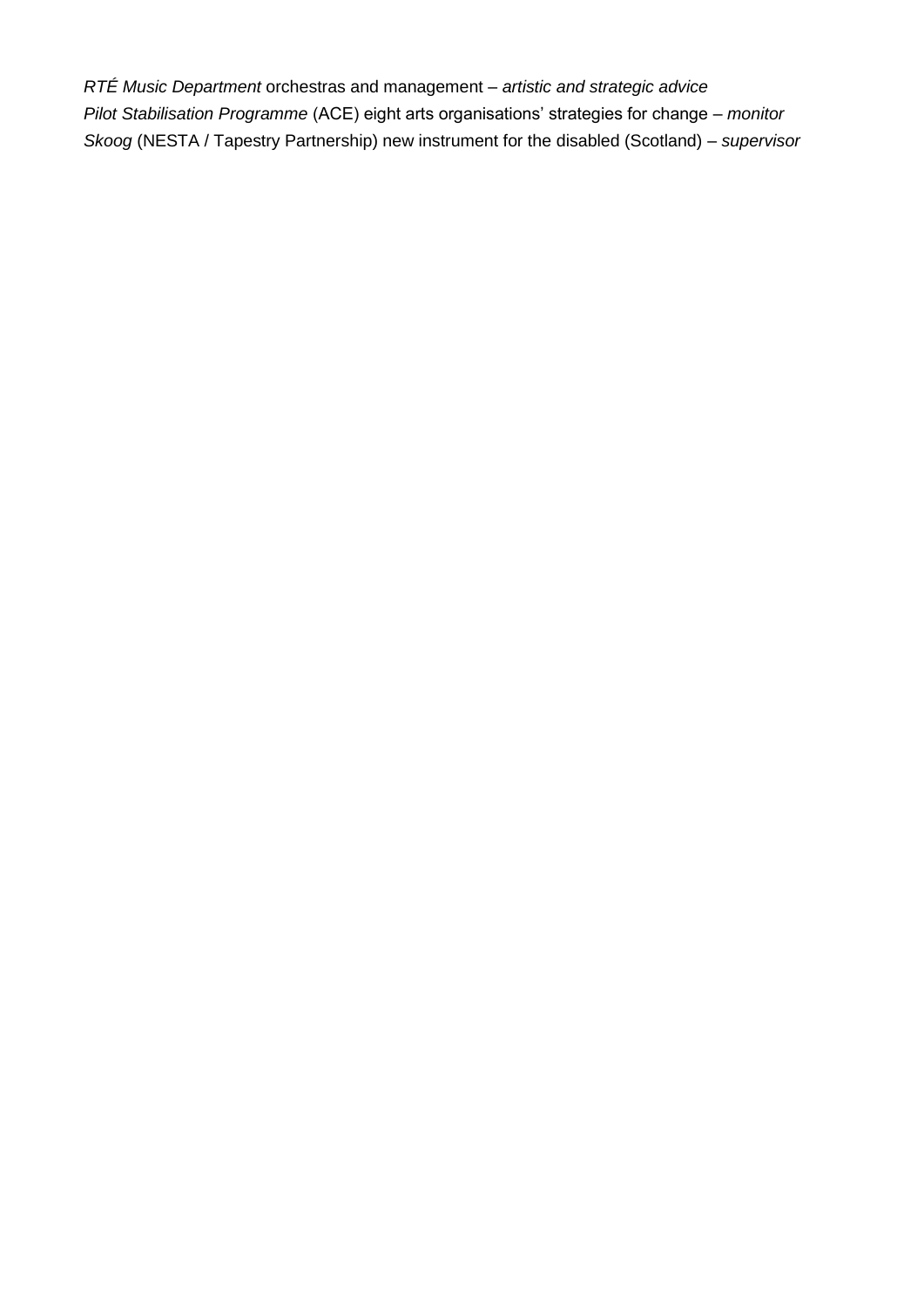*RTÉ Music Department* orchestras and management – *artistic and strategic advice*
*Pilot Stabilisation Programme* (ACE) eight arts organisations' strategies for change – *monitor*
*Skoog* (NESTA / Tapestry Partnership) new instrument for the disabled (Scotland) – *supervisor*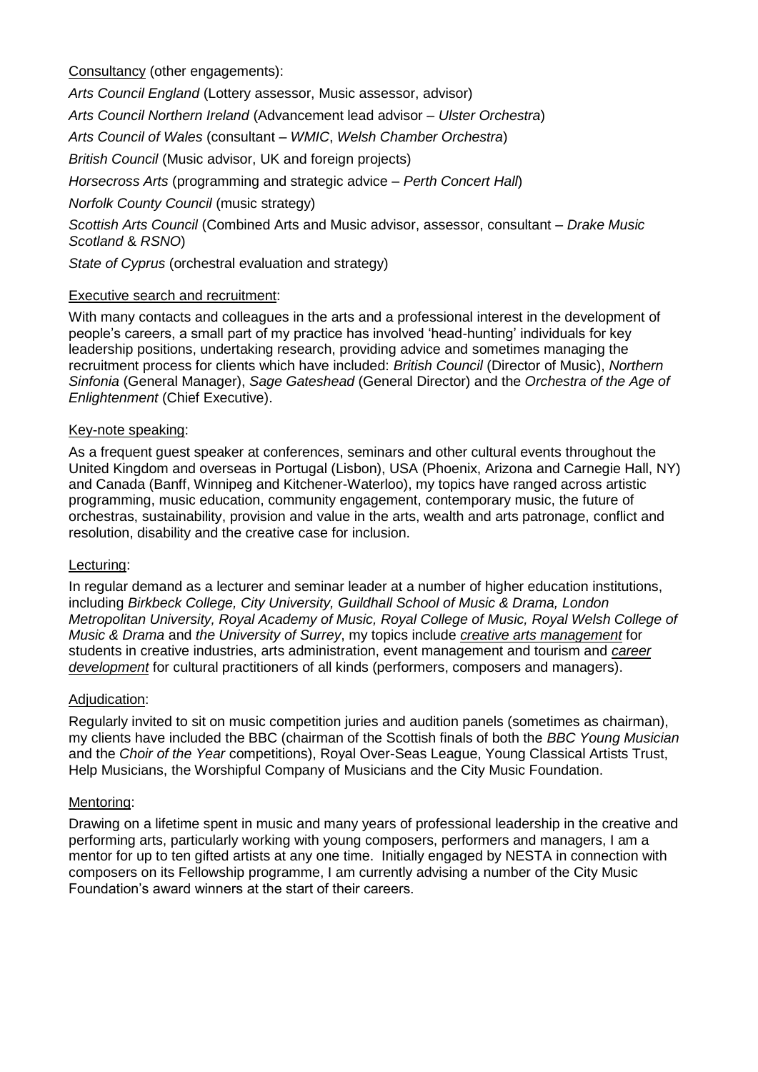Consultancy (other engagements):

*Arts Council England* (Lottery assessor, Music assessor, advisor)

*Arts Council Northern Ireland* (Advancement lead advisor – *Ulster Orchestra*)

*Arts Council of Wales* (consultant – *WMIC*, *Welsh Chamber Orchestra*)

*British Council* (Music advisor, UK and foreign projects)

*Horsecross Arts* (programming and strategic advice – *Perth Concert Hall*)

*Norfolk County Council* (music strategy)

*Scottish Arts Council* (Combined Arts and Music advisor, assessor, consultant – *Drake Music Scotland* & *RSNO*)

*State of Cyprus* (orchestral evaluation and strategy)

Executive search and recruitment:

With many contacts and colleagues in the arts and a professional interest in the development of people's careers, a small part of my practice has involved 'head-hunting' individuals for key leadership positions, undertaking research, providing advice and sometimes managing the recruitment process for clients which have included: *British Council* (Director of Music), *Northern Sinfonia* (General Manager), *Sage Gateshead* (General Director) and the *Orchestra of the Age of Enlightenment* (Chief Executive).

Key-note speaking:

As a frequent guest speaker at conferences, seminars and other cultural events throughout the United Kingdom and overseas in Portugal (Lisbon), USA (Phoenix, Arizona and Carnegie Hall, NY) and Canada (Banff, Winnipeg and Kitchener-Waterloo), my topics have ranged across artistic programming, music education, community engagement, contemporary music, the future of orchestras, sustainability, provision and value in the arts, wealth and arts patronage, conflict and resolution, disability and the creative case for inclusion.

Lecturing:

In regular demand as a lecturer and seminar leader at a number of higher education institutions, including *Birkbeck College, City University, Guildhall School of Music & Drama, London Metropolitan University, Royal Academy of Music, Royal College of Music, Royal Welsh College of Music & Drama* and *the University of Surrey*, my topics include *creative arts management* for students in creative industries, arts administration, event management and tourism and *career development* for cultural practitioners of all kinds (performers, composers and managers).

Adjudication:

Regularly invited to sit on music competition juries and audition panels (sometimes as chairman), my clients have included the BBC (chairman of the Scottish finals of both the *BBC Young Musician* and the *Choir of the Year* competitions), Royal Over-Seas League, Young Classical Artists Trust, Help Musicians, the Worshipful Company of Musicians and the City Music Foundation.

Mentoring:

Drawing on a lifetime spent in music and many years of professional leadership in the creative and performing arts, particularly working with young composers, performers and managers, I am a mentor for up to ten gifted artists at any one time. Initially engaged by NESTA in connection with composers on its Fellowship programme, I am currently advising a number of the City Music Foundation's award winners at the start of their careers.